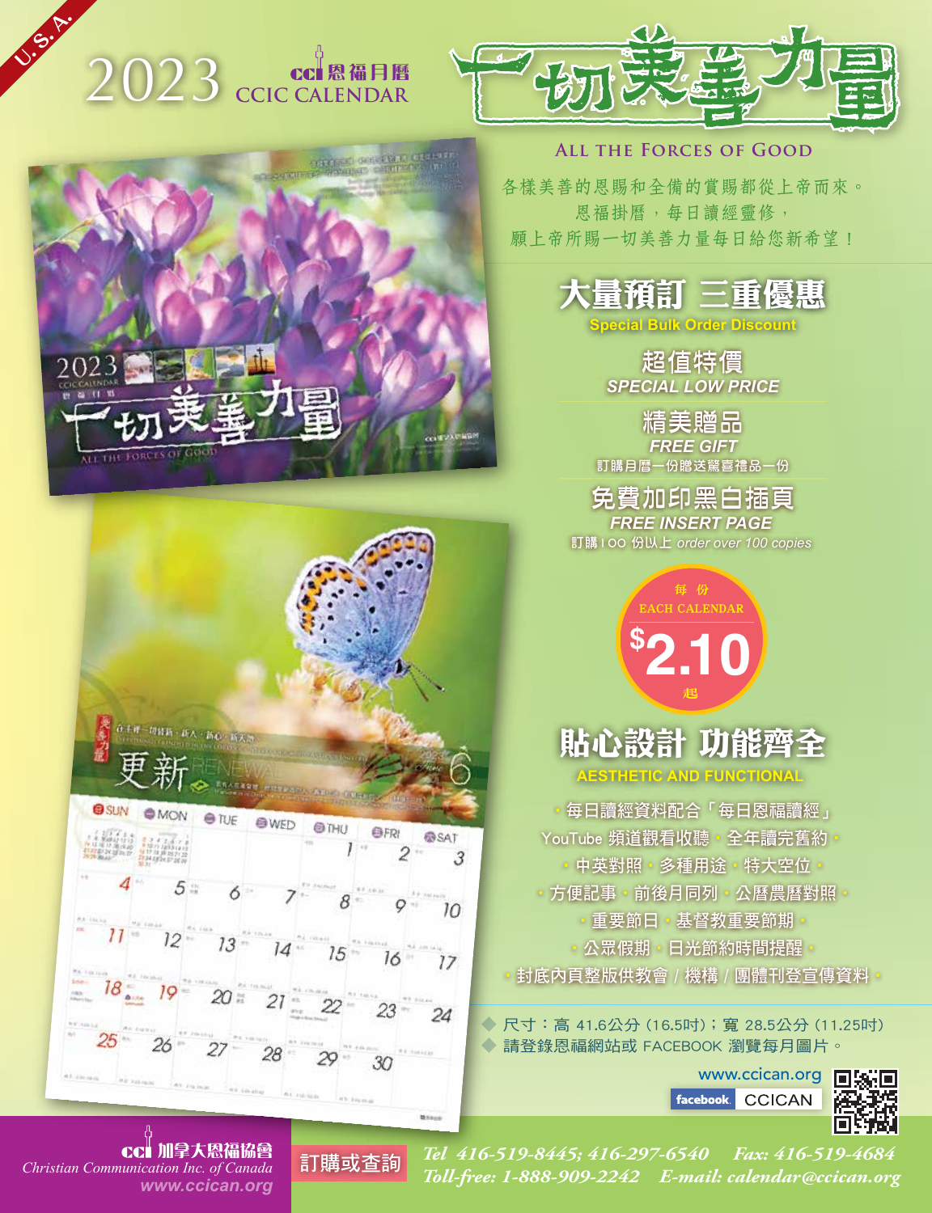U.S.A.

# 2023 CCIC CALENDAR

cci 恩福月曆

# 一切美善力量

ALL THE FORCES OF GOOD

各樣美善的恩賜和全備的賞賜都從上帝而來。
恩福掛曆，每日讀經靈修，
願上帝所賜一切美善力量每日給您新希望！

## 大量預訂 三重優惠

**Special Bulk Order Discount**

### 超值特價

*SPECIAL LOW PRICE*

### 精美贈品

*FREE GIFT*

訂購月曆一份贈送驚喜禮品一份

### 免費加印黑白插頁

*FREE INSERT PAGE*

訂購 100 份以上 *order over 100 copies*

每份
EACH CALENDAR
**$2.10**
起

## 貼心設計 功能齊全

**AESTHETIC AND FUNCTIONAL**

・每日讀經資料配合「每日恩福讀經」
YouTube 頻道觀看收聽・全年讀完舊約・
・中英對照・多種用途・特大空位・
・方便記事・前後月同列・公曆農曆對照・
・重要節日・基督教重要節期・
・公眾假期・日光節約時間提醒・
・封底內頁整版供教會 / 機構 / 團體刊登宣傳資料・

◆ 尺寸：高 41.6公分 (16.5吋)；寬 28.5公分 (11.25吋)
◆ 請登錄恩福網站或 FACEBOOK 瀏覽每月圖片。

www.ccican.org
facebook CCICAN

cci 加拿大恩福協會
*Christian Communication Inc. of Canada*
*www.ccican.org*

**訂購或查詢**

*Tel 416-519-8445; 416-297-6540　Fax: 416-519-4684*
*Toll-free: 1-888-909-2242　E-mail: calendar@ccican.org*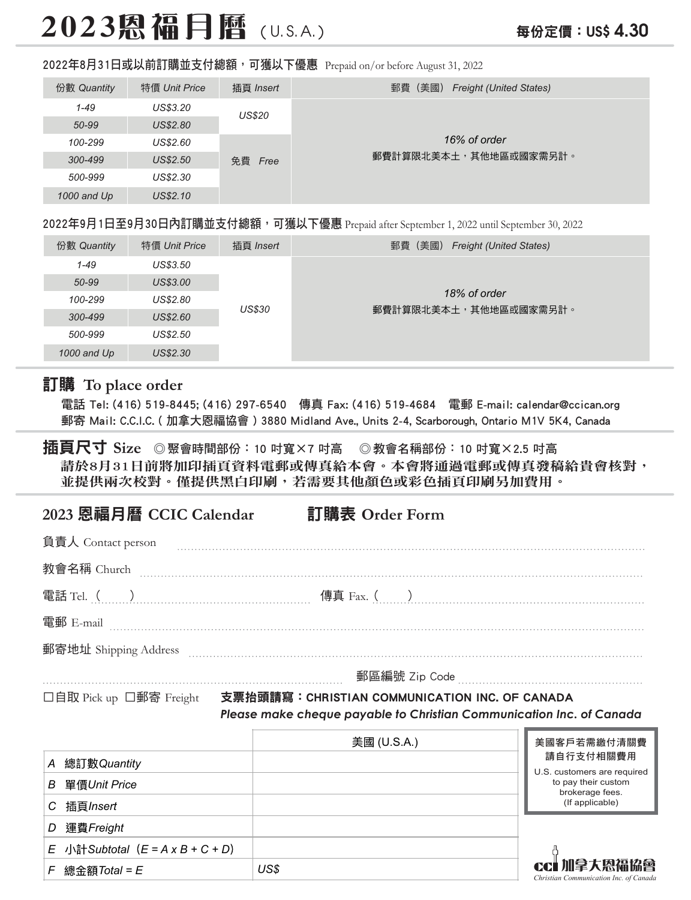# 2023恩福月曆（U.S.A.）

**每份定價：US$ 4.30**

**2022年8月31日或以前訂購並支付總額，可獲以下優惠** Prepaid on/or before August 31, 2022

| 份數 *Quantity* | 特價 *Unit Price* | 插頁 *Insert* | 郵費（美國） *Freight (United States)* |
|---|---|---|---|
| *1-49* | *US$3.20* | *US$20* | *16% of order* 郵費計算限北美本土，其他地區或國家需另計。 |
| *50-99* | *US$2.80* | | |
| *100-299* | *US$2.60* | 免費 *Free* | |
| *300-499* | *US$2.50* | | |
| *500-999* | *US$2.30* | | |
| *1000 and Up* | *US$2.10* | | |

**2022年9月1日至9月30日內訂購並支付總額，可獲以下優惠** Prepaid after September 1, 2022 until September 30, 2022

| 份數 *Quantity* | 特價 *Unit Price* | 插頁 *Insert* | 郵費（美國） *Freight (United States)* |
|---|---|---|---|
| *1-49* | *US$3.50* | *US$30* | *18% of order* 郵費計算限北美本土，其他地區或國家需另計。 |
| *50-99* | *US$3.00* | | |
| *100-299* | *US$2.80* | | |
| *300-499* | *US$2.60* | | |
| *500-999* | *US$2.50* | | |
| *1000 and Up* | *US$2.30* | | |

## 訂購 To place order

電話 Tel: (416) 519-8445; (416) 297-6540　傳真 Fax: (416) 519-4684　電郵 E-mail: calendar@ccican.org

郵寄 Mail: C.C.I.C. ( 加拿大恩福協會 ) 3880 Midland Ave., Units 2-4, Scarborough, Ontario M1V 5K4, Canada

## 插頁尺寸 Size

◎聚會時間部份：10 吋寬×7 吋高　◎教會名稱部份：10 吋寬×2.5 吋高

**請於8月31日前將加印插頁資料電郵或傳真給本會。本會將通過電郵或傳真發稿給貴會核對，並提供兩次校對。僅提供黑白印刷，若需要其他顏色或彩色插頁印刷另加費用。**

## 2023 恩福月曆 CCIC Calendar　　訂購表 Order Form

負責人 Contact person ..............................

教會名稱 Church ..............................

電話 Tel. (　　) ..............................　傳真 Fax. (　　) ..............................

電郵 E-mail ..............................

郵寄地址 Shipping Address ..............................

.............................. 郵區編號 Zip Code ..............................

☐自取 Pick up　☐郵寄 Freight

**支票抬頭請寫：CHRISTIAN COMMUNICATION INC. OF CANADA**

***Please make cheque payable to Christian Communication Inc. of Canada***

| | 美國 (U.S.A.) |
|---|---|
| *A* 總訂數*Quantity* | |
| *B* 單價*Unit Price* | |
| *C* 插頁*Insert* | |
| *D* 運費*Freight* | |
| *E* 小計*Subtotal* (*E = A x B + C + D*) | |
| *F* 總金額*Total = E* | *US$* |

**美國客戶若需繳付清關費 請自行支付相關費用**

U.S. customers are required to pay their custom brokerage fees. (If applicable)

加拿大恩福協會
*Christian Communication Inc. of Canada*